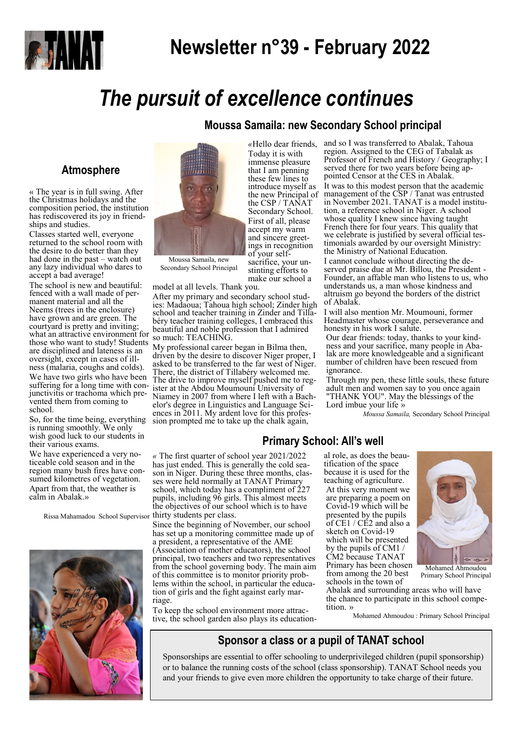# Newsletter n°39 - February 2022

# *The pursuit of excellence continues*

## Atmosphere

« The year is in full swing. After the Christmas holidays and the composition period, the institution has rediscovered its joy in friendships and studies.

Classes started well, everyone returned to the school room with the desire to do better than they had done in the past – watch out any lazy individual who dares to accept a bad average!

The school is new and beautiful: fenced with a wall made of permanent material and all the Neems (trees in the enclosure) have grown and are green. The courtyard is pretty and inviting; what an attractive environment for those who want to study! Students are disciplined and lateness is an oversight, except in cases of illness (malaria, coughs and colds).

We have two girls who have been suffering for a long time with conjunctivitis or trachoma which prevented them from coming to school.

So, for the time being, everything is running smoothly. We only wish good luck to our students in their various exams.

We have experienced a very noticeable cold season and in the region many bush fires have consumed kilometres of vegetation.

Apart from that, the weather is calm in Abalak.»

Rissa Mahamadou School Supervisor

## Moussa Samaila: new Secondary School principal

Moussa Samaila, new Secondary School Principal

«Hello dear friends, Today it is with immense pleasure that I am penning these few lines to introduce myself as the new Principal of the CSP / TANAT Secondary School. First of all, please accept my warm and sincere greetings in recognition of your self-sacrifice, your unstinting efforts to make our school a model at all levels. Thank you.

After my primary and secondary school studies: Madaoua; Tahoua high school; Zinder high school and teacher training in Zinder and Tillabéry teacher training colleges, I embraced this beautiful and noble profession that I admired so much: TEACHING.

My professional career began in Bilma then, driven by the desire to discover Niger proper, I asked to be transferred to the far west of Niger. There, the district of Tillabéry welcomed me. The drive to improve myself pushed me to register at the Abdou Moumouni University of Niamey in 2007 from where I left with a Bachelor's degree in Linguistics and Language Sciences in 2011. My ardent love for this profession prompted me to take up the chalk again, and so I was transferred to Abalak, Tahoua region. Assigned to the CEG of Tabalak as Professor of French and History / Geography; I served there for two years before being appointed Censor at the CES in Abalak.

It was to this modest person that the academic management of the CSP / Tanat was entrusted in November 2021. TANAT is a model institution, a reference school in Niger. A school whose quality I knew since having taught French there for four years. This quality that we celebrate is justified by several official testimonials awarded by our oversight Ministry: the Ministry of National Education.

I cannot conclude without directing the deserved praise due at Mr. Billou, the President - Founder, an affable man who listens to us, who understands us, a man whose kindness and altruism go beyond the borders of the district of Abalak.

I will also mention Mr. Moumouni, former Headmaster whose courage, perseverance and honesty in his work I salute.

Our dear friends: today, thanks to your kindness and your sacrifice, many people in Abalak are more knowledgeable and a significant number of children have been rescued from ignorance.

Through my pen, these little souls, these future adult men and women say to you once again "THANK YOU". May the blessings of the Lord imbue your life »

*Moussa Samaila,* Secondary School Principal

## Primary School: All's well

« The first quarter of school year 2021/2022 has just ended. This is generally the cold season in Niger. During these three months, classes were held normally at TANAT Primary school, which today has a compliment of 227 pupils, including 96 girls. This almost meets the objectives of our school which is to have thirty students per class.

Since the beginning of November, our school has set up a monitoring committee made up of a president, a representative of the AME (Association of mother educators), the school principal, two teachers and two representatives from the school governing body. The main aim of this committee is to monitor priority problems within the school, in particular the education of girls and the fight against early marriage.

To keep the school environment more attractive, the school garden also plays its educational role, as does the beautification of the space because it is used for the teaching of agriculture.

At this very moment we are preparing a poem on Covid-19 which will be presented by the pupils of CE1 / CE2 and also a sketch on Covid-19 which will be presented by the pupils of CM1 / CM2 because TANAT Primary has been chosen from among the 20 best schools in the town of Abalak and surrounding areas who will have the chance to participate in this school competition. »

Mohamed Ahmoudou Primary School Principal

Mohamed Ahmoudou : Primary School Principal

## Sponsor a class or a pupil of TANAT school

Sponsorships are essential to offer schooling to underprivileged children (pupil sponsorship) or to balance the running costs of the school (class sponsorship). TANAT School needs you and your friends to give even more children the opportunity to take charge of their future.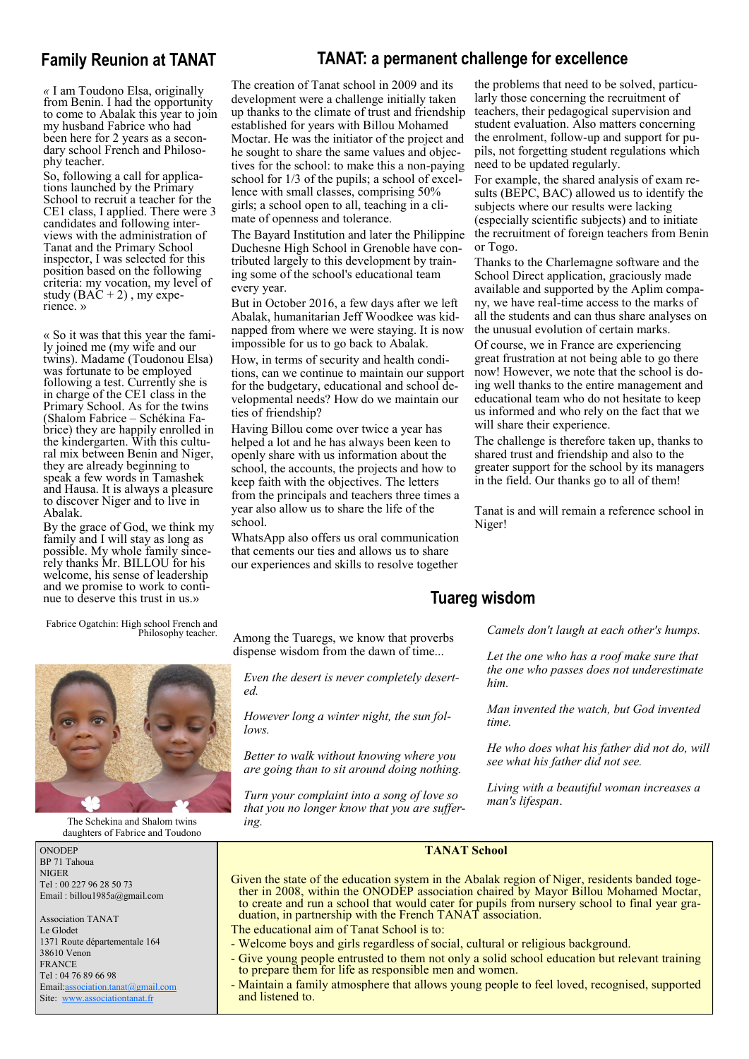## Family Reunion at TANAT

« I am Toudono Elsa, originally from Benin. I had the opportunity to come to Abalak this year to join my husband Fabrice who had been here for 2 years as a secondary school French and Philosophy teacher.

So, following a call for applications launched by the Primary School to recruit a teacher for the CE1 class, I applied. There were 3 candidates and following interviews with the administration of Tanat and the Primary School inspector, I was selected for this position based on the following criteria: my vocation, my level of study (BAC + 2) , my experience. »

« So it was that this year the family joined me (my wife and our twins). Madame (Toudonou Elsa) was fortunate to be employed following a test. Currently she is in charge of the CE1 class in the Primary School. As for the twins (Shalom Fabrice – Schékina Fabrice) they are happily enrolled in the kindergarten. With this cultural mix between Benin and Niger, they are already beginning to speak a few words in Tamashek and Hausa. It is always a pleasure to discover Niger and to live in Abalak.

By the grace of God, we think my family and I will stay as long as possible. My whole family sincerely thanks Mr. BILLOU for his welcome, his sense of leadership and we promise to work to continue to deserve this trust in us.»

Fabrice Ogatchin: High school French and Philosophy teacher.

The Schekina and Shalom twins daughters of Fabrice and Toudono

## TANAT: a permanent challenge for excellence

The creation of Tanat school in 2009 and its development were a challenge initially taken up thanks to the climate of trust and friendship established for years with Billou Mohamed Moctar. He was the initiator of the project and he sought to share the same values and objectives for the school: to make this a non-paying school for 1/3 of the pupils; a school of excellence with small classes, comprising 50% girls; a school open to all, teaching in a climate of openness and tolerance.

The Bayard Institution and later the Philippine Duchesne High School in Grenoble have contributed largely to this development by training some of the school's educational team every year.

But in October 2016, a few days after we left Abalak, humanitarian Jeff Woodkee was kidnapped from where we were staying. It is now impossible for us to go back to Abalak.

How, in terms of security and health conditions, can we continue to maintain our support for the budgetary, educational and school developmental needs? How do we maintain our ties of friendship?

Having Billou come over twice a year has helped a lot and he has always been keen to openly share with us information about the school, the accounts, the projects and how to keep faith with the objectives. The letters from the principals and teachers three times a year also allow us to share the life of the school.

WhatsApp also offers us oral communication that cements our ties and allows us to share our experiences and skills to resolve together the problems that need to be solved, particularly those concerning the recruitment of teachers, their pedagogical supervision and student evaluation. Also matters concerning the enrolment, follow-up and support for pupils, not forgetting student regulations which need to be updated regularly.

For example, the shared analysis of exam results (BEPC, BAC) allowed us to identify the subjects where our results were lacking (especially scientific subjects) and to initiate the recruitment of foreign teachers from Benin or Togo.

Thanks to the Charlemagne software and the School Direct application, graciously made available and supported by the Aplim company, we have real-time access to the marks of all the students and can thus share analyses on the unusual evolution of certain marks.

Of course, we in France are experiencing great frustration at not being able to go there now! However, we note that the school is doing well thanks to the entire management and educational team who do not hesitate to keep us informed and who rely on the fact that we will share their experience.

The challenge is therefore taken up, thanks to shared trust and friendship and also to the greater support for the school by its managers in the field. Our thanks go to all of them!

Tanat is and will remain a reference school in Niger!

## Tuareg wisdom

Among the Tuaregs, we know that proverbs dispense wisdom from the dawn of time...

*Even the desert is never completely deserted.*

*However long a winter night, the sun follows.*

*Better to walk without knowing where you are going than to sit around doing nothing.*

*Turn your complaint into a song of love so that you no longer know that you are suffering.*

*Camels don't laugh at each other's humps.*

*Let the one who has a roof make sure that the one who passes does not underestimate him.*

*Man invented the watch, but God invented time.*

*He who does what his father did not do, will see what his father did not see.*

*Living with a beautiful woman increases a man's lifespan.*

ONODEP
BP 71 Tahoua
NIGER
Tel : 00 227 96 28 50 73
Email : billou1985a@gmail.com

Association TANAT
Le Glodet
1371 Route départementale 164
38610 Venon
FRANCE
Tel : 04 76 89 66 98
Email:association.tanat@gmail.com
Site: www.associationtanat.fr

### TANAT School

Given the state of the education system in the Abalak region of Niger, residents banded together in 2008, within the ONODEP association chaired by Mayor Billou Mohamed Moctar, to create and run a school that would cater for pupils from nursery school to final year graduation, in partnership with the French TANAT association.

The educational aim of Tanat School is to:

- Welcome boys and girls regardless of social, cultural or religious background.
- Give young people entrusted to them not only a solid school education but relevant training to prepare them for life as responsible men and women.
- Maintain a family atmosphere that allows young people to feel loved, recognised, supported and listened to.